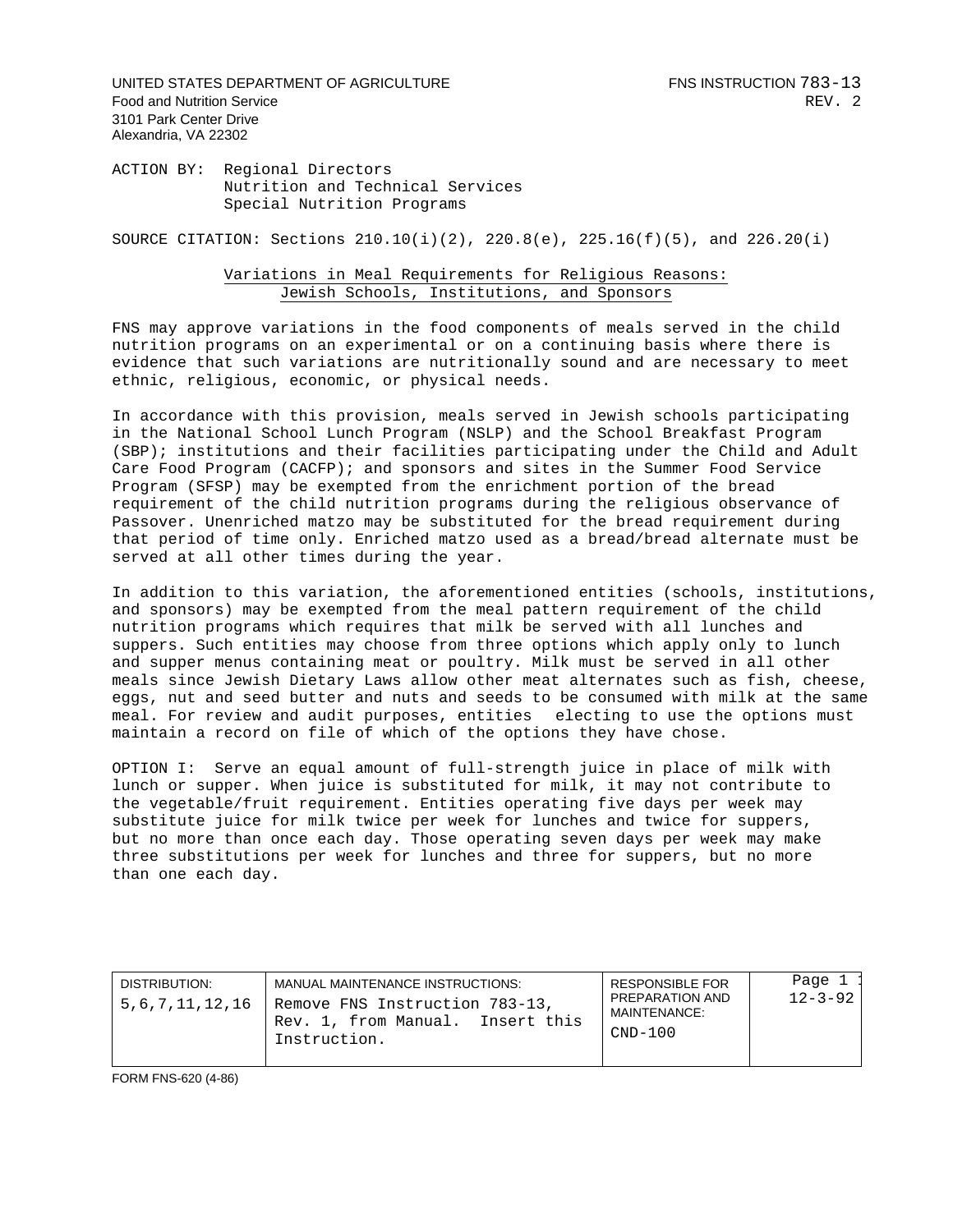UNITED STATES DEPARTMENT OF AGRICULTURE
Food and Nutrition Service
3101 Park Center Drive
Alexandria, VA 22302

FNS INSTRUCTION 783-13
REV. 2

ACTION BY: Regional Directors
Nutrition and Technical Services
Special Nutrition Programs

SOURCE CITATION: Sections 210.10(i)(2), 220.8(e), 225.16(f)(5), and 226.20(i)

## Variations in Meal Requirements for Religious Reasons: Jewish Schools, Institutions, and Sponsors

FNS may approve variations in the food components of meals served in the child nutrition programs on an experimental or on a continuing basis where there is evidence that such variations are nutritionally sound and are necessary to meet ethnic, religious, economic, or physical needs.

In accordance with this provision, meals served in Jewish schools participating in the National School Lunch Program (NSLP) and the School Breakfast Program (SBP); institutions and their facilities participating under the Child and Adult Care Food Program (CACFP); and sponsors and sites in the Summer Food Service Program (SFSP) may be exempted from the enrichment portion of the bread requirement of the child nutrition programs during the religious observance of Passover. Unenriched matzo may be substituted for the bread requirement during that period of time only. Enriched matzo used as a bread/bread alternate must be served at all other times during the year.

In addition to this variation, the aforementioned entities (schools, institutions, and sponsors) may be exempted from the meal pattern requirement of the child nutrition programs which requires that milk be served with all lunches and suppers. Such entities may choose from three options which apply only to lunch and supper menus containing meat or poultry. Milk must be served in all other meals since Jewish Dietary Laws allow other meat alternates such as fish, cheese, eggs, nut and seed butter and nuts and seeds to be consumed with milk at the same meal. For review and audit purposes, entities electing to use the options must maintain a record on file of which of the options they have chose.

OPTION I: Serve an equal amount of full-strength juice in place of milk with lunch or supper. When juice is substituted for milk, it may not contribute to the vegetable/fruit requirement. Entities operating five days per week may substitute juice for milk twice per week for lunches and twice for suppers, but no more than once each day. Those operating seven days per week may make three substitutions per week for lunches and three for suppers, but no more than one each day.

| DISTRIBUTION: | MANUAL MAINTENANCE INSTRUCTIONS: | RESPONSIBLE FOR PREPARATION AND MAINTENANCE: | |
|---|---|---|---|
| 5,6,7,11,12,16 | Remove FNS Instruction 783-13, Rev. 1, from Manual. Insert this Instruction. | CND-100 | 12-3-92 |

FORM FNS-620 (4-86)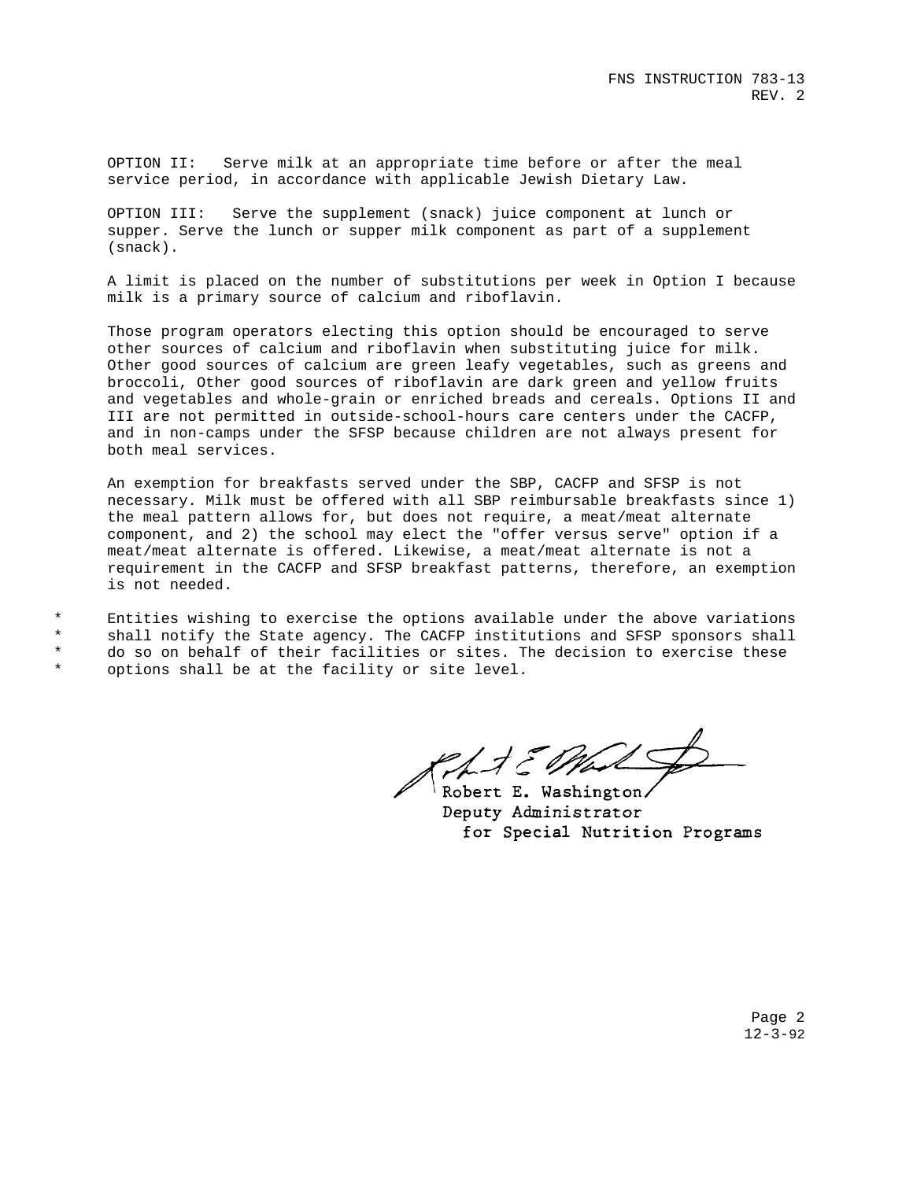OPTION II: Serve milk at an appropriate time before or after the meal service period, in accordance with applicable Jewish Dietary Law.

OPTION III: Serve the supplement (snack) juice component at lunch or supper. Serve the lunch or supper milk component as part of a supplement (snack).

A limit is placed on the number of substitutions per week in Option I because milk is a primary source of calcium and riboflavin.

Those program operators electing this option should be encouraged to serve other sources of calcium and riboflavin when substituting juice for milk. Other good sources of calcium are green leafy vegetables, such as greens and broccoli, Other good sources of riboflavin are dark green and yellow fruits and vegetables and whole-grain or enriched breads and cereals. Options II and III are not permitted in outside-school-hours care centers under the CACFP, and in non-camps under the SFSP because children are not always present for both meal services.

An exemption for breakfasts served under the SBP, CACFP and SFSP is not necessary. Milk must be offered with all SBP reimbursable breakfasts since 1) the meal pattern allows for, but does not require, a meat/meat alternate component, and 2) the school may elect the "offer versus serve" option if a meat/meat alternate is offered. Likewise, a meat/meat alternate is not a requirement in the CACFP and SFSP breakfast patterns, therefore, an exemption is not needed.

\* Entities wishing to exercise the options available under the above variations
\* shall notify the State agency. The CACFP institutions and SFSP sponsors shall
\* do so on behalf of their facilities or sites. The decision to exercise these
\* options shall be at the facility or site level.

Robert E. Washington
Deputy Administrator
for Special Nutrition Programs

12-3-92